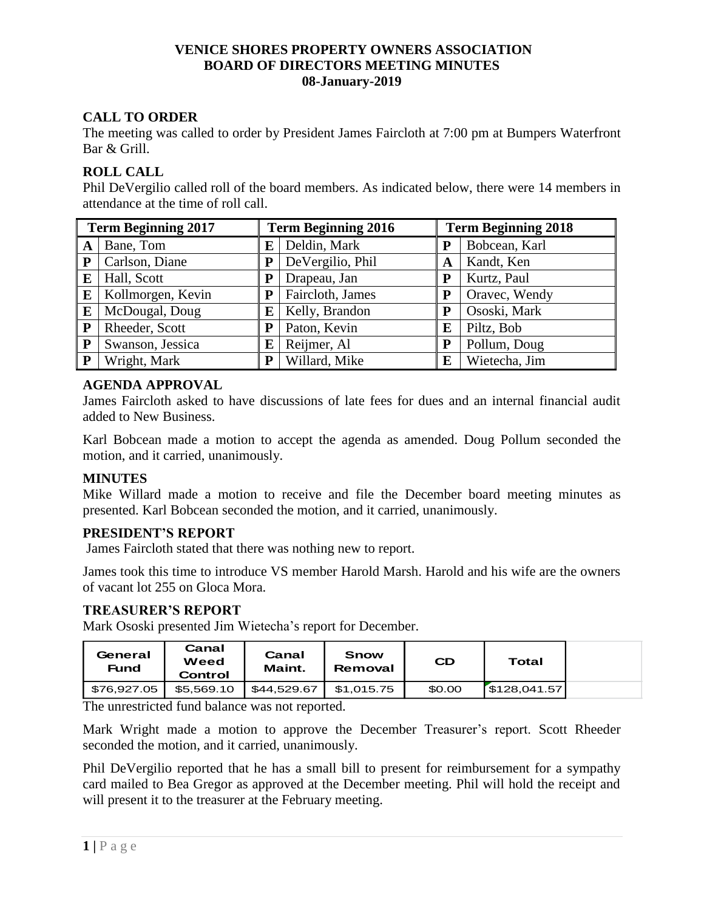**VENICE SHORES PROPERTY OWNERS ASSOCIATION**
**BOARD OF DIRECTORS MEETING MINUTES**
**08-January-2019**

## CALL TO ORDER

The meeting was called to order by President James Faircloth at 7:00 pm at Bumpers Waterfront Bar & Grill.

## ROLL CALL

Phil DeVergilio called roll of the board members. As indicated below, there were 14 members in attendance at the time of roll call.

| Term Beginning 2017 | | Term Beginning 2016 | | Term Beginning 2018 | |
|---|---|---|---|---|---|
| A | Bane, Tom | E | Deldin, Mark | P | Bobcean, Karl |
| P | Carlson, Diane | P | DeVergilio, Phil | A | Kandt, Ken |
| E | Hall, Scott | P | Drapeau, Jan | P | Kurtz, Paul |
| E | Kollmorgen, Kevin | P | Faircloth, James | P | Oravec, Wendy |
| E | McDougal, Doug | E | Kelly, Brandon | P | Ososki, Mark |
| P | Rheeder, Scott | P | Paton, Kevin | E | Piltz, Bob |
| P | Swanson, Jessica | E | Reijmer, Al | P | Pollum, Doug |
| P | Wright, Mark | P | Willard, Mike | E | Wietecha, Jim |

## AGENDA APPROVAL

James Faircloth asked to have discussions of late fees for dues and an internal financial audit added to New Business.

Karl Bobcean made a motion to accept the agenda as amended. Doug Pollum seconded the motion, and it carried, unanimously.

## MINUTES

Mike Willard made a motion to receive and file the December board meeting minutes as presented. Karl Bobcean seconded the motion, and it carried, unanimously.

## PRESIDENT'S REPORT

James Faircloth stated that there was nothing new to report.

James took this time to introduce VS member Harold Marsh. Harold and his wife are the owners of vacant lot 255 on Gloca Mora.

## TREASURER'S REPORT

Mark Ososki presented Jim Wietecha's report for December.

| General Fund | Canal Weed Control | Canal Maint. | Snow Removal | CD | Total |
|---|---|---|---|---|---|
| $76,927.05 | $5,569.10 | $44,529.67 | $1,015.75 | $0.00 | $128,041.57 |

The unrestricted fund balance was not reported.

Mark Wright made a motion to approve the December Treasurer's report. Scott Rheeder seconded the motion, and it carried, unanimously.

Phil DeVergilio reported that he has a small bill to present for reimbursement for a sympathy card mailed to Bea Gregor as approved at the December meeting. Phil will hold the receipt and will present it to the treasurer at the February meeting.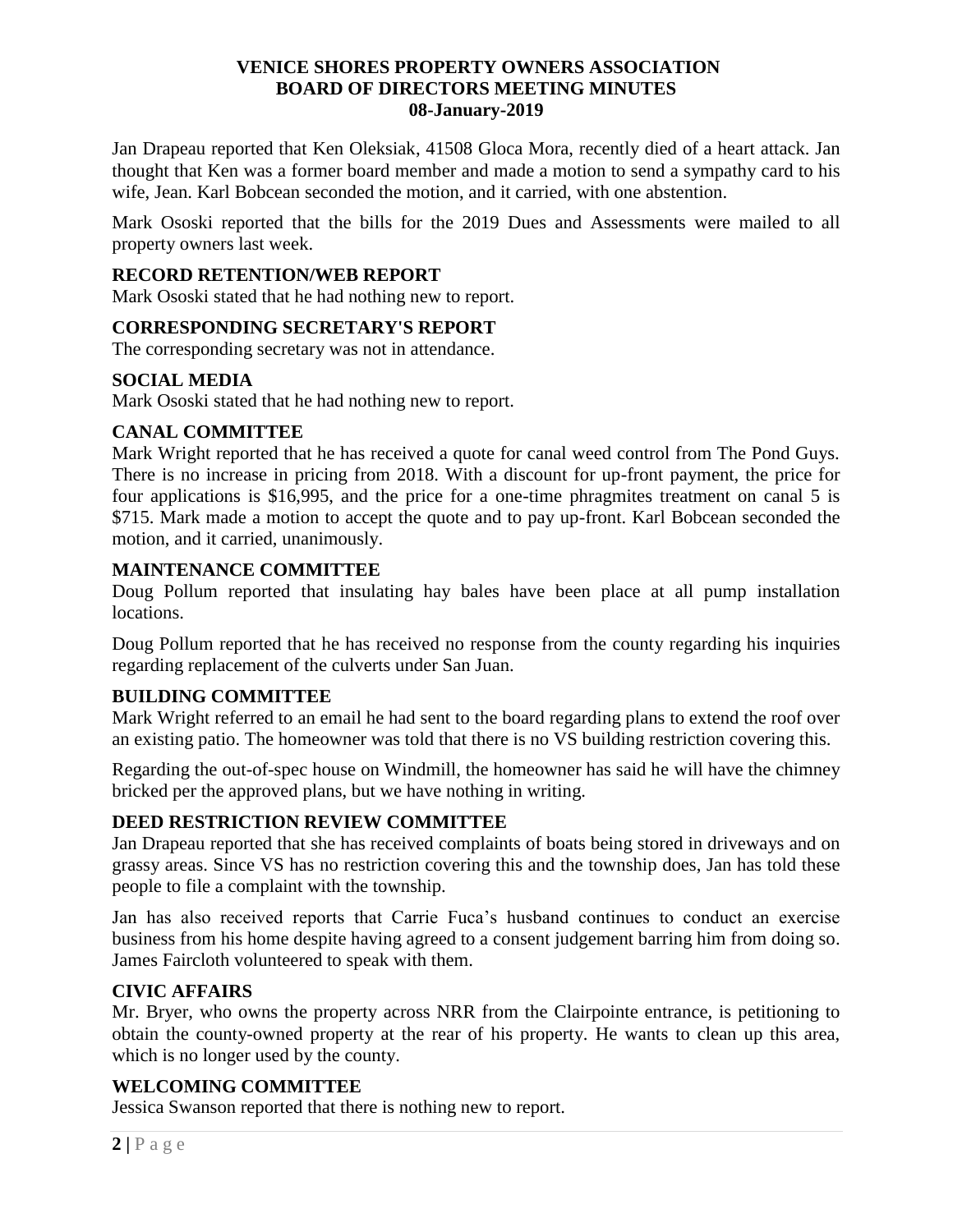# VENICE SHORES PROPERTY OWNERS ASSOCIATION
# BOARD OF DIRECTORS MEETING MINUTES
# 08-January-2019

Jan Drapeau reported that Ken Oleksiak, 41508 Gloca Mora, recently died of a heart attack. Jan thought that Ken was a former board member and made a motion to send a sympathy card to his wife, Jean. Karl Bobcean seconded the motion, and it carried, with one abstention.

Mark Ososki reported that the bills for the 2019 Dues and Assessments were mailed to all property owners last week.

## RECORD RETENTION/WEB REPORT

Mark Ososki stated that he had nothing new to report.

## CORRESPONDING SECRETARY'S REPORT

The corresponding secretary was not in attendance.

## SOCIAL MEDIA

Mark Ososki stated that he had nothing new to report.

## CANAL COMMITTEE

Mark Wright reported that he has received a quote for canal weed control from The Pond Guys. There is no increase in pricing from 2018. With a discount for up-front payment, the price for four applications is $16,995, and the price for a one-time phragmites treatment on canal 5 is $715. Mark made a motion to accept the quote and to pay up-front. Karl Bobcean seconded the motion, and it carried, unanimously.

## MAINTENANCE COMMITTEE

Doug Pollum reported that insulating hay bales have been place at all pump installation locations.

Doug Pollum reported that he has received no response from the county regarding his inquiries regarding replacement of the culverts under San Juan.

## BUILDING COMMITTEE

Mark Wright referred to an email he had sent to the board regarding plans to extend the roof over an existing patio. The homeowner was told that there is no VS building restriction covering this.

Regarding the out-of-spec house on Windmill, the homeowner has said he will have the chimney bricked per the approved plans, but we have nothing in writing.

## DEED RESTRICTION REVIEW COMMITTEE

Jan Drapeau reported that she has received complaints of boats being stored in driveways and on grassy areas. Since VS has no restriction covering this and the township does, Jan has told these people to file a complaint with the township.

Jan has also received reports that Carrie Fuca's husband continues to conduct an exercise business from his home despite having agreed to a consent judgement barring him from doing so. James Faircloth volunteered to speak with them.

## CIVIC AFFAIRS

Mr. Bryer, who owns the property across NRR from the Clairpointe entrance, is petitioning to obtain the county-owned property at the rear of his property. He wants to clean up this area, which is no longer used by the county.

## WELCOMING COMMITTEE

Jessica Swanson reported that there is nothing new to report.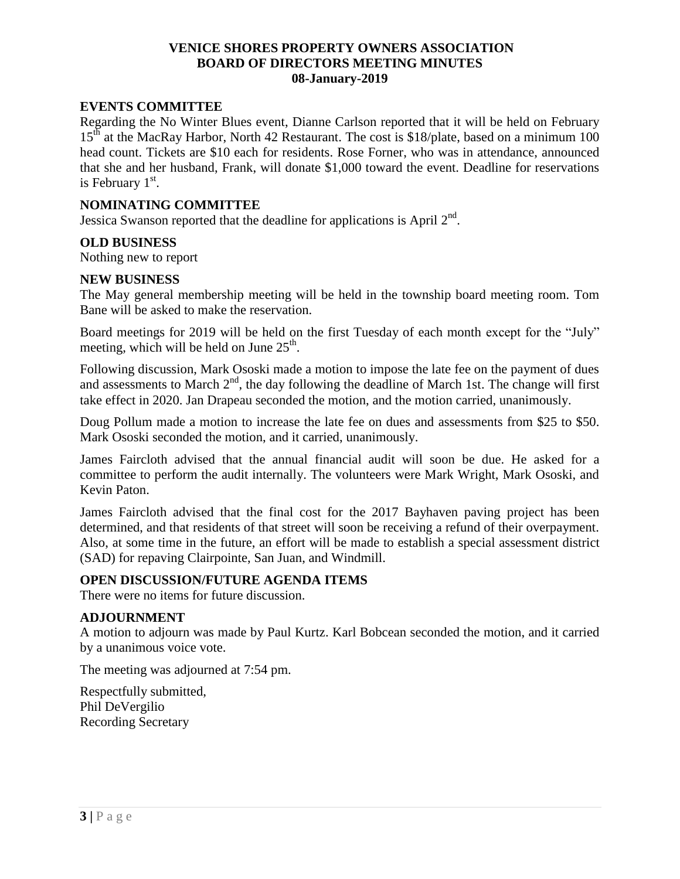**VENICE SHORES PROPERTY OWNERS ASSOCIATION**
**BOARD OF DIRECTORS MEETING MINUTES**
**08-January-2019**

## EVENTS COMMITTEE

Regarding the No Winter Blues event, Dianne Carlson reported that it will be held on February 15th at the MacRay Harbor, North 42 Restaurant. The cost is $18/plate, based on a minimum 100 head count. Tickets are $10 each for residents. Rose Forner, who was in attendance, announced that she and her husband, Frank, will donate $1,000 toward the event. Deadline for reservations is February 1st.

## NOMINATING COMMITTEE

Jessica Swanson reported that the deadline for applications is April 2nd.

## OLD BUSINESS

Nothing new to report

## NEW BUSINESS

The May general membership meeting will be held in the township board meeting room. Tom Bane will be asked to make the reservation.

Board meetings for 2019 will be held on the first Tuesday of each month except for the "July" meeting, which will be held on June 25th.

Following discussion, Mark Ososki made a motion to impose the late fee on the payment of dues and assessments to March 2nd, the day following the deadline of March 1st. The change will first take effect in 2020. Jan Drapeau seconded the motion, and the motion carried, unanimously.

Doug Pollum made a motion to increase the late fee on dues and assessments from $25 to $50. Mark Ososki seconded the motion, and it carried, unanimously.

James Faircloth advised that the annual financial audit will soon be due. He asked for a committee to perform the audit internally. The volunteers were Mark Wright, Mark Ososki, and Kevin Paton.

James Faircloth advised that the final cost for the 2017 Bayhaven paving project has been determined, and that residents of that street will soon be receiving a refund of their overpayment. Also, at some time in the future, an effort will be made to establish a special assessment district (SAD) for repaving Clairpointe, San Juan, and Windmill.

## OPEN DISCUSSION/FUTURE AGENDA ITEMS

There were no items for future discussion.

## ADJOURNMENT

A motion to adjourn was made by Paul Kurtz. Karl Bobcean seconded the motion, and it carried by a unanimous voice vote.

The meeting was adjourned at 7:54 pm.

Respectfully submitted,
Phil DeVergilio
Recording Secretary